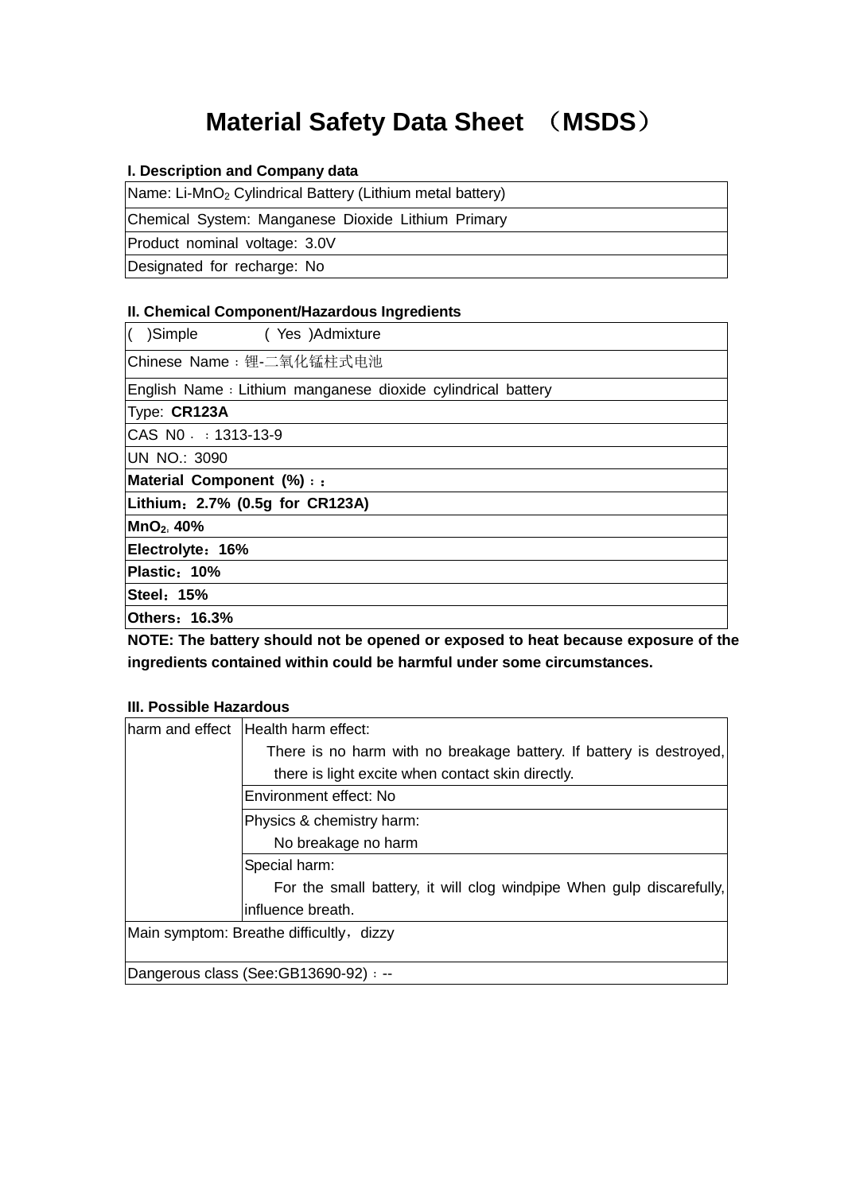# Material Safety Data Sheet （MSDS）

### I. Description and Company data

| Name: Li-$MnO_2$ Cylindrical Battery (Lithium metal battery) |
|---|
| Chemical System: Manganese Dioxide Lithium Primary |
| Product nominal voltage: 3.0V |
| Designated for recharge: No |

### II. Chemical Component/Hazardous Ingredients

| ( )Simple ( Yes )Admixture |
|---|
| Chinese Name：锂-二氧化锰柱式电池 |
| English Name：Lithium manganese dioxide cylindrical battery |
| Type: **CR123A** |
| CAS N0．：1313-13-9 |
| UN NO.: 3090 |
| **Material Component (%)：：** |
| **Lithium：2.7% (0.5g for CR123A)** |
| **$MnO_2$: 40%** |
| **Electrolyte：16%** |
| **Plastic：10%** |
| **Steel：15%** |
| **Others：16.3%** |

**NOTE: The battery should not be opened or exposed to heat because exposure of the ingredients contained within could be harmful under some circumstances.**

### III. Possible Hazardous

| harm and effect | Health harm effect: There is no harm with no breakage battery. If battery is destroyed, there is light excite when contact skin directly. |
|---|---|
| | Environment effect: No |
| | Physics & chemistry harm: No breakage no harm |
| | Special harm: For the small battery, it will clog windpipe When gulp discarefully, influence breath. |
| Main symptom: Breathe difficultly，dizzy | |
| Dangerous class (See:GB13690-92)：-- | |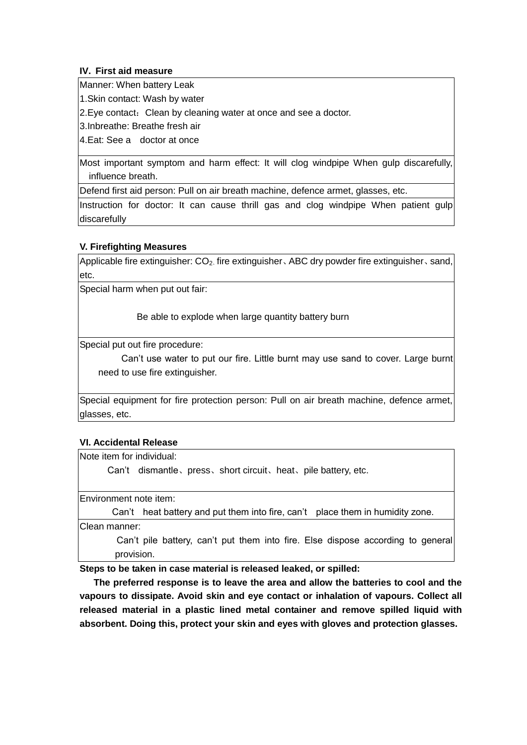**IV. First aid measure**

| Manner: When battery Leak<br>1.Skin contact: Wash by water<br>2.Eye contact：Clean by cleaning water at once and see a doctor.<br>3.Inbreathe: Breathe fresh air<br>4.Eat: See a doctor at once |
|---|
| Most important symptom and harm effect: It will clog windpipe When gulp discarefully, influence breath. |
| Defend first aid person: Pull on air breath machine, defence armet, glasses, etc. |
| Instruction for doctor: It can cause thrill gas and clog windpipe When patient gulp discarefully |

**V. Firefighting Measures**

| Applicable fire extinguisher: $CO_2$、fire extinguisher、ABC dry powder fire extinguisher、sand, etc. |
|---|
| Special harm when put out fair:<br><br>Be able to explode when large quantity battery burn |
| Special put out fire procedure:<br>Can't use water to put our fire. Little burnt may use sand to cover. Large burnt need to use fire extinguisher. |
| Special equipment for fire protection person: Pull on air breath machine, defence armet, glasses, etc. |

**VI. Accidental Release**

| Note item for individual:<br>Can't dismantle、press、short circuit、heat、pile battery, etc. |
|---|
| Environment note item:<br>Can't heat battery and put them into fire, can't place them in humidity zone. |
| Clean manner:<br>Can't pile battery, can't put them into fire. Else dispose according to general provision. |

**Steps to be taken in case material is released leaked, or spilled:**

**The preferred response is to leave the area and allow the batteries to cool and the vapours to dissipate. Avoid skin and eye contact or inhalation of vapours. Collect all released material in a plastic lined metal container and remove spilled liquid with absorbent. Doing this, protect your skin and eyes with gloves and protection glasses.**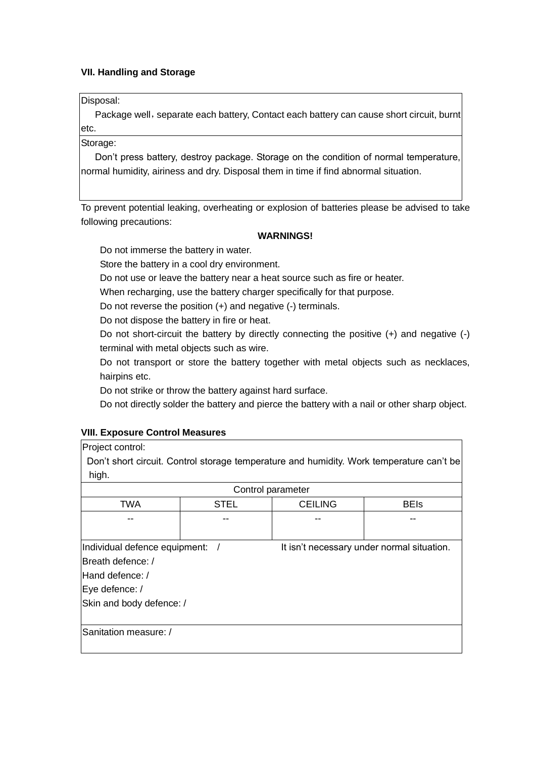### VII. Handling and Storage

| Disposal: |
|---|
| Package well，separate each battery, Contact each battery can cause short circuit, burnt etc. |
| Storage: |
| Don’t press battery, destroy package. Storage on the condition of normal temperature, normal humidity, airiness and dry. Disposal them in time if find abnormal situation. |

To prevent potential leaking, overheating or explosion of batteries please be advised to take following precautions:

**WARNINGS!**

Do not immerse the battery in water.

Store the battery in a cool dry environment.

Do not use or leave the battery near a heat source such as fire or heater.

When recharging, use the battery charger specifically for that purpose.

Do not reverse the position (+) and negative (-) terminals.

Do not dispose the battery in fire or heat.

Do not short-circuit the battery by directly connecting the positive (+) and negative (-) terminal with metal objects such as wire.

Do not transport or store the battery together with metal objects such as necklaces, hairpins etc.

Do not strike or throw the battery against hard surface.

Do not directly solder the battery and pierce the battery with a nail or other sharp object.

### VIII. Exposure Control Measures

| Project control: Don’t short circuit. Control storage temperature and humidity. Work temperature can’t be high. | | | |
|---|---|---|---|
| Control parameter | | | |
| TWA | STEL | CEILING | BEIs |
| -- | -- | -- | -- |
| Individual defence equipment: / It isn’t necessary under normal situation. Breath defence: / Hand defence: / Eye defence: / Skin and body defence: / | | | |
| Sanitation measure: / | | | |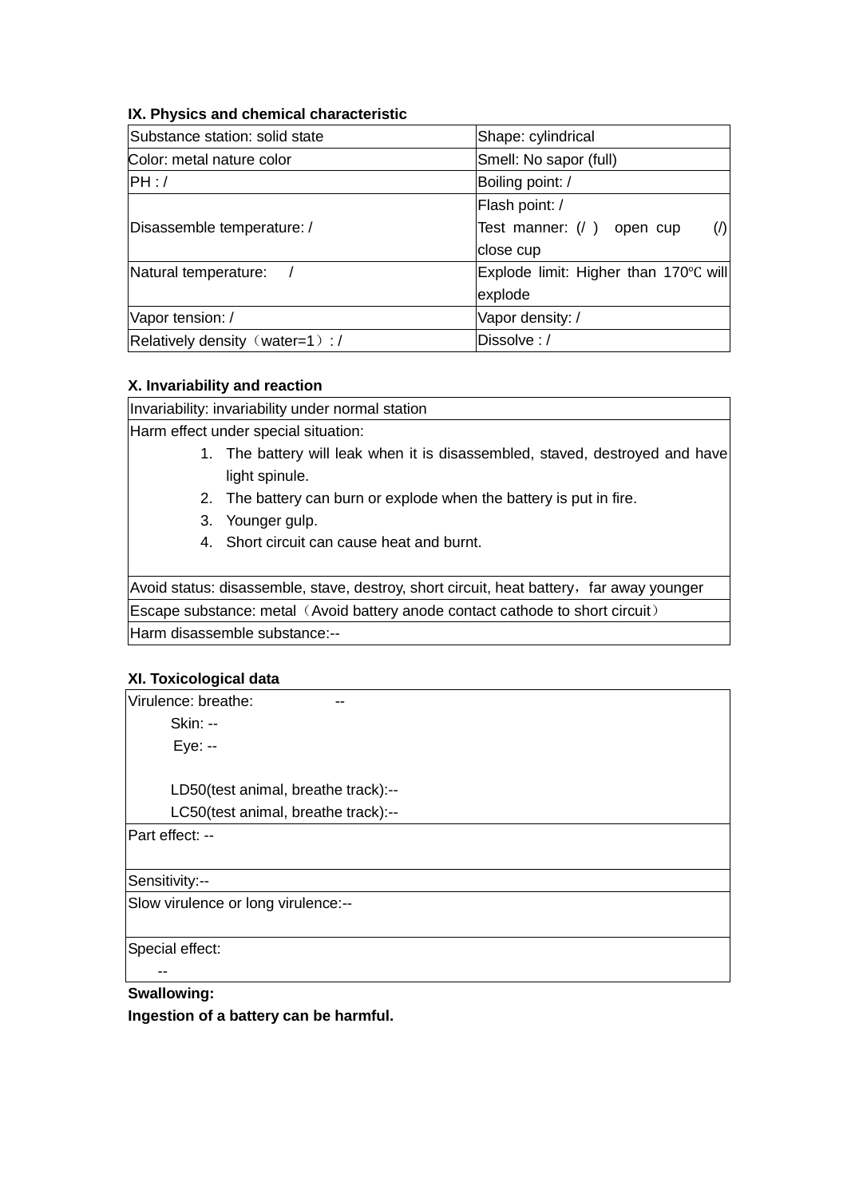**IX. Physics and chemical characteristic**

| Substance station: solid state | Shape: cylindrical |
|---|---|
| Color: metal nature color | Smell: No sapor (full) |
| PH : / | Boiling point: / |
| Disassemble temperature: / | Flash point: /<br>Test manner: (/ ) open cup (/) close cup |
| Natural temperature: / | Explode limit: Higher than 170℃ will explode |
| Vapor tension: / | Vapor density: / |
| Relatively density（water=1）: / | Dissolve : / |

**X. Invariability and reaction**

| Invariability: invariability under normal station |
|---|
| Harm effect under special situation:<br>1. The battery will leak when it is disassembled, staved, destroyed and have light spinule.<br>2. The battery can burn or explode when the battery is put in fire.<br>3. Younger gulp.<br>4. Short circuit can cause heat and burnt. |
| Avoid status: disassemble, stave, destroy, short circuit, heat battery，far away younger |
| Escape substance: metal（Avoid battery anode contact cathode to short circuit） |
| Harm disassemble substance:-- |

**XI. Toxicological data**

| Virulence: breathe: --<br>Skin: --<br>Eye: --<br><br>LD50(test animal, breathe track):--<br>LC50(test animal, breathe track):-- |
|---|
| Part effect: -- |
| Sensitivity:-- |
| Slow virulence or long virulence:-- |
| Special effect:<br>-- |

**Swallowing:**

**Ingestion of a battery can be harmful.**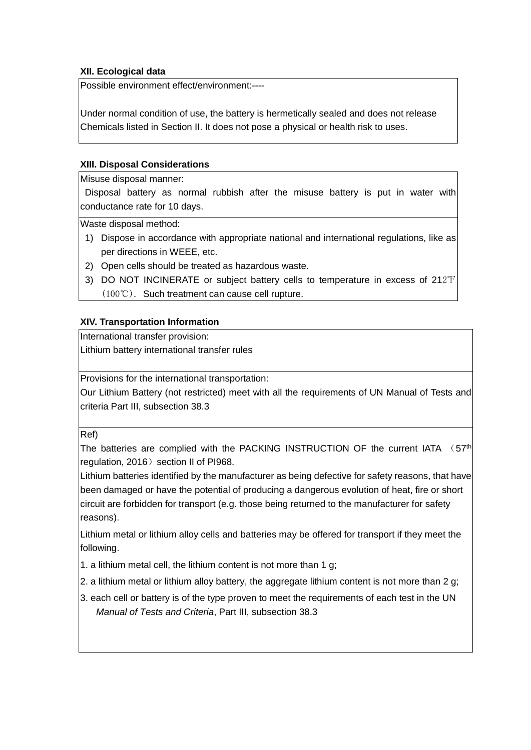### XII. Ecological data

Possible environment effect/environment:----

Under normal condition of use, the battery is hermetically sealed and does not release Chemicals listed in Section II. It does not pose a physical or health risk to uses.

### XIII. Disposal Considerations

Misuse disposal manner:

Disposal battery as normal rubbish after the misuse battery is put in water with conductance rate for 10 days.

Waste disposal method:

1) Dispose in accordance with appropriate national and international regulations, like as per directions in WEEE, etc.
2) Open cells should be treated as hazardous waste.
3) DO NOT INCINERATE or subject battery cells to temperature in excess of 212℉（100℃）. Such treatment can cause cell rupture.

### XIV. Transportation Information

International transfer provision:
Lithium battery international transfer rules

Provisions for the international transportation:
Our Lithium Battery (not restricted) meet with all the requirements of UN Manual of Tests and criteria Part III, subsection 38.3

Ref)
The batteries are complied with the PACKING INSTRUCTION OF the current IATA （57th regulation, 2016）section II of PI968.
Lithium batteries identified by the manufacturer as being defective for safety reasons, that have been damaged or have the potential of producing a dangerous evolution of heat, fire or short circuit are forbidden for transport (e.g. those being returned to the manufacturer for safety reasons).

Lithium metal or lithium alloy cells and batteries may be offered for transport if they meet the following.

1. a lithium metal cell, the lithium content is not more than 1 g;
2. a lithium metal or lithium alloy battery, the aggregate lithium content is not more than 2 g;
3. each cell or battery is of the type proven to meet the requirements of each test in the UN *Manual of Tests and Criteria*, Part III, subsection 38.3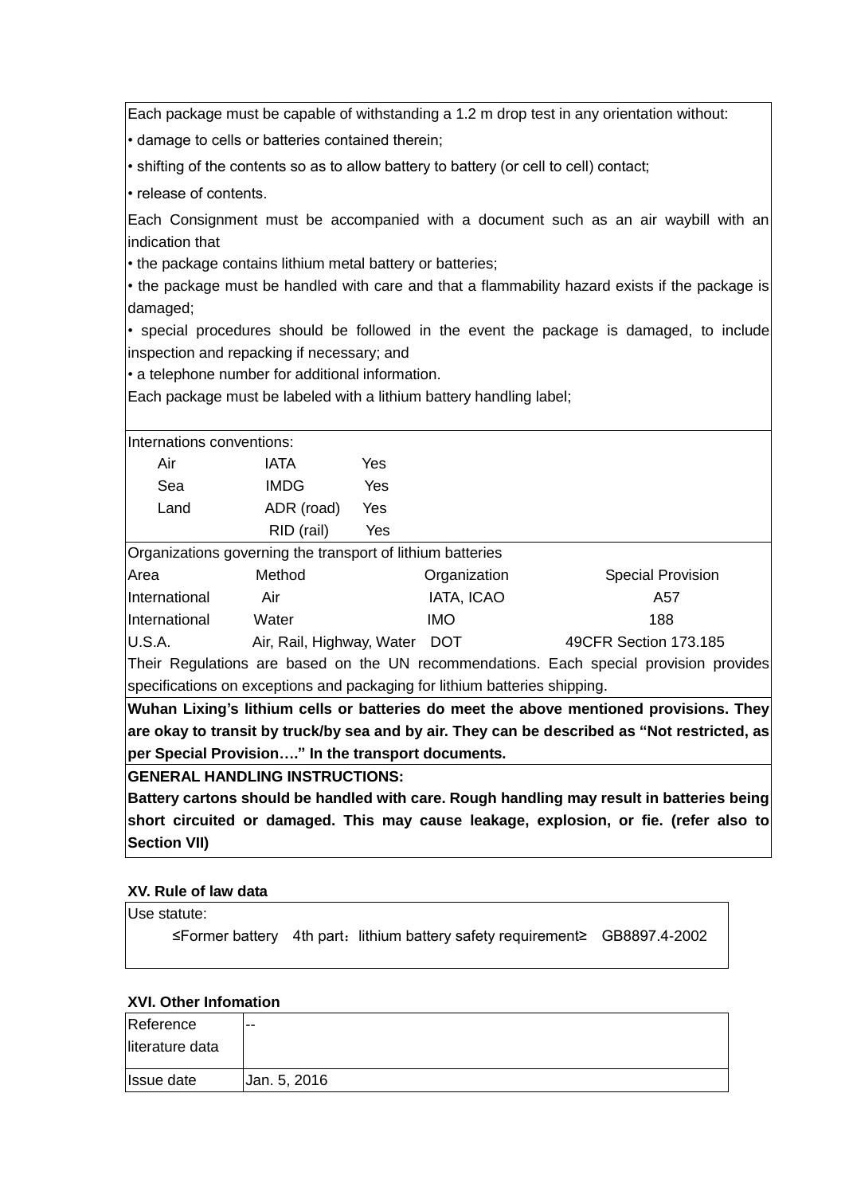Each package must be capable of withstanding a 1.2 m drop test in any orientation without:

- damage to cells or batteries contained therein;
- shifting of the contents so as to allow battery to battery (or cell to cell) contact;
- release of contents.

Each Consignment must be accompanied with a document such as an air waybill with an indication that

- the package contains lithium metal battery or batteries;
- the package must be handled with care and that a flammability hazard exists if the package is damaged;
- special procedures should be followed in the event the package is damaged, to include inspection and repacking if necessary; and
- a telephone number for additional information.

Each package must be labeled with a lithium battery handling label;

Internations conventions:

| | | |
|---|---|---|
| Air | IATA | Yes |
| Sea | IMDG | Yes |
| Land | ADR (road) | Yes |
| | RID (rail) | Yes |

Organizations governing the transport of lithium batteries

| Area | Method | Organization | Special Provision |
|---|---|---|---|
| International | Air | IATA, ICAO | A57 |
| International | Water | IMO | 188 |
| U.S.A. | Air, Rail, Highway, Water | DOT | 49CFR Section 173.185 |

Their Regulations are based on the UN recommendations. Each special provision provides specifications on exceptions and packaging for lithium batteries shipping.

**Wuhan Lixing's lithium cells or batteries do meet the above mentioned provisions. They are okay to transit by truck/by sea and by air. They can be described as "Not restricted, as per Special Provision…." In the transport documents.**

**GENERAL HANDLING INSTRUCTIONS:**

**Battery cartons should be handled with care. Rough handling may result in batteries being short circuited or damaged. This may cause leakage, explosion, or fie. (refer also to Section VII)**

### XV. Rule of law data

Use statute:

≤Former battery 4th part：lithium battery safety requirement≥ GB8897.4-2002

### XVI. Other Infomation

| | |
|---|---|
| Reference literature data | -- |
| Issue date | Jan. 5, 2016 |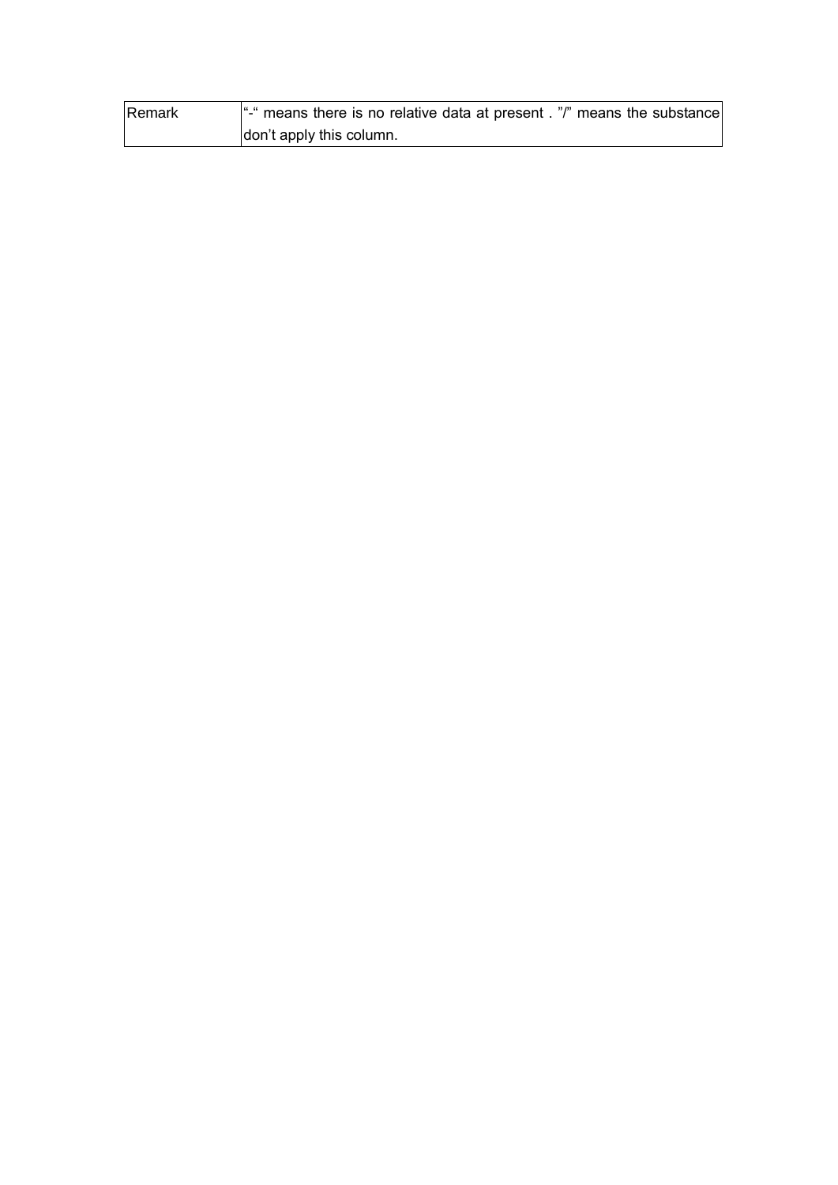| | |
|---|---|
| Remark | "-" means there is no relative data at present . "/" means the substance don't apply this column. |